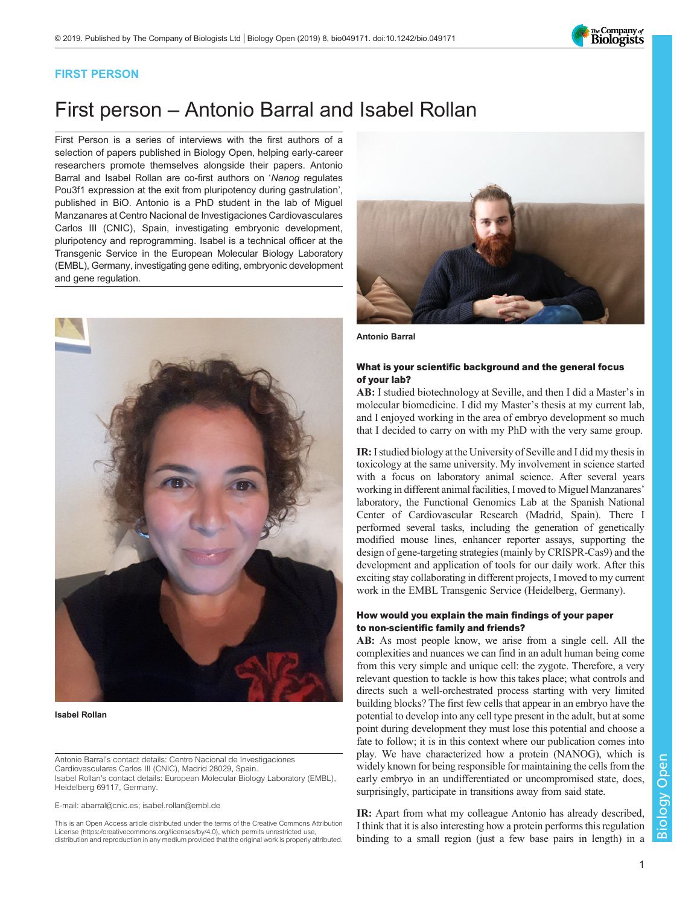FIRST PERSON

# First person – Antonio Barral and Isabel Rollan

First Person is a series of interviews with the first authors of a selection of papers published in Biology Open, helping early-career researchers promote themselves alongside their papers. Antonio Barral and Isabel Rollan are co-first authors on '*Nanog* regulates Pou3f1 expression at the exit from pluripotency during gastrulation', published in BiO. Antonio is a PhD student in the lab of Miguel Manzanares at Centro Nacional de Investigaciones Cardiovasculares Carlos III (CNIC), Spain, investigating embryonic development, pluripotency and reprogramming. Isabel is a technical officer at the Transgenic Service in the European Molecular Biology Laboratory (EMBL), Germany, investigating gene editing, embryonic development and gene regulation.

Isabel Rollan

Antonio Barral

### What is your scientific background and the general focus of your lab?

**AB:** I studied biotechnology at Seville, and then I did a Master's in molecular biomedicine. I did my Master's thesis at my current lab, and I enjoyed working in the area of embryo development so much that I decided to carry on with my PhD with the very same group.

**IR:** I studied biology at the University of Seville and I did my thesis in toxicology at the same university. My involvement in science started with a focus on laboratory animal science. After several years working in different animal facilities, I moved to Miguel Manzanares' laboratory, the Functional Genomics Lab at the Spanish National Center of Cardiovascular Research (Madrid, Spain). There I performed several tasks, including the generation of genetically modified mouse lines, enhancer reporter assays, supporting the design of gene-targeting strategies (mainly by CRISPR-Cas9) and the development and application of tools for our daily work. After this exciting stay collaborating in different projects, I moved to my current work in the EMBL Transgenic Service (Heidelberg, Germany).

### How would you explain the main findings of your paper to non-scientific family and friends?

**AB:** As most people know, we arise from a single cell. All the complexities and nuances we can find in an adult human being come from this very simple and unique cell: the zygote. Therefore, a very relevant question to tackle is how this takes place; what controls and directs such a well-orchestrated process starting with very limited building blocks? The first few cells that appear in an embryo have the potential to develop into any cell type present in the adult, but at some point during development they must lose this potential and choose a fate to follow; it is in this context where our publication comes into play. We have characterized how a protein (NANOG), which is widely known for being responsible for maintaining the cells from the early embryo in an undifferentiated or uncompromised state, does, surprisingly, participate in transitions away from said state.

**IR:** Apart from what my colleague Antonio has already described, I think that it is also interesting how a protein performs this regulation binding to a small region (just a few base pairs in length) in a

Antonio Barral's contact details: Centro Nacional de Investigaciones Cardiovasculares Carlos III (CNIC), Madrid 28029, Spain.
Isabel Rollan's contact details: European Molecular Biology Laboratory (EMBL), Heidelberg 69117, Germany.

E-mail: abarral@cnic.es; isabel.rollan@embl.de

This is an Open Access article distributed under the terms of the Creative Commons Attribution License (https://creativecommons.org/licenses/by/4.0), which permits unrestricted use, distribution and reproduction in any medium provided that the original work is properly attributed.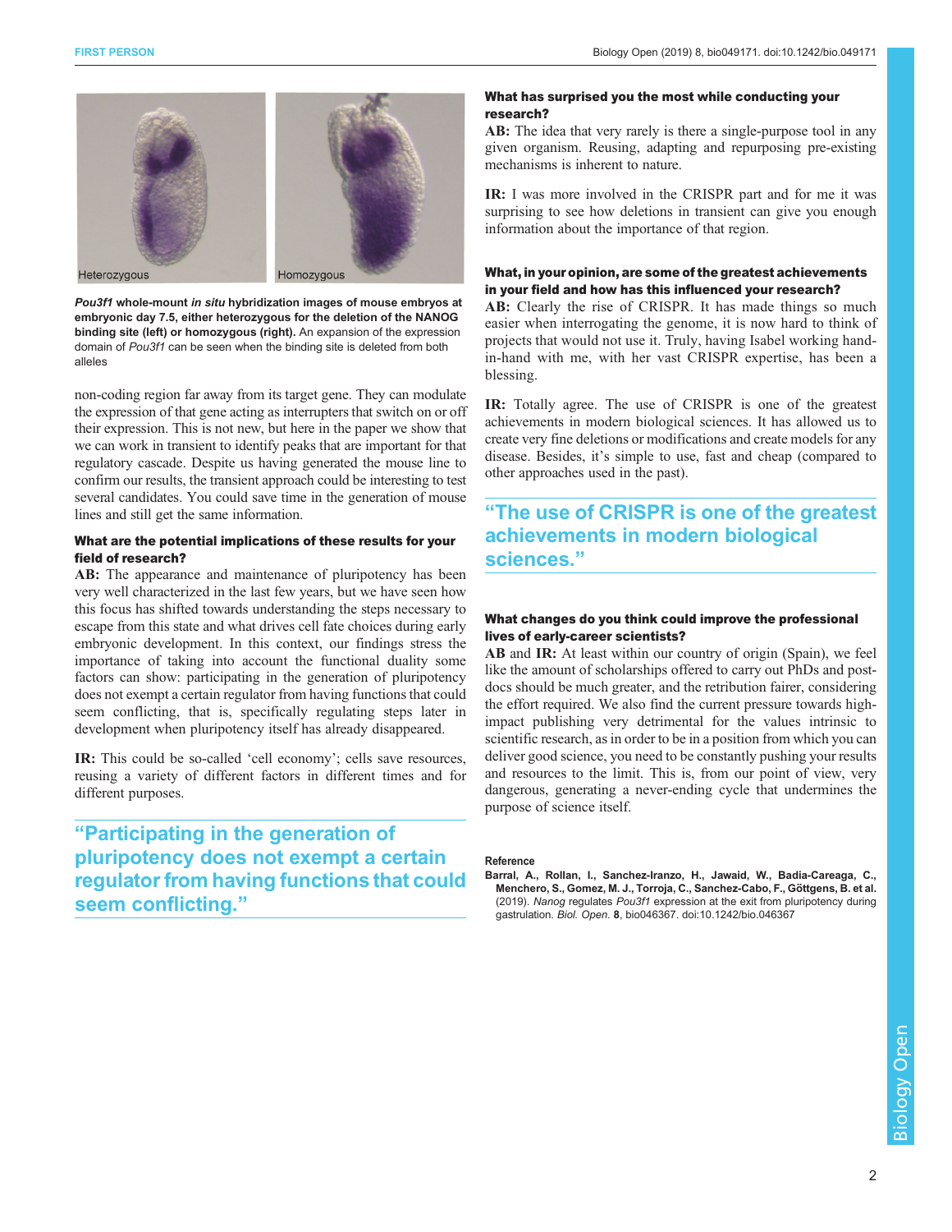Heterozygous

Homozygous

***Pou3f1* whole-mount *in situ* hybridization images of mouse embryos at embryonic day 7.5, either heterozygous for the deletion of the NANOG binding site (left) or homozygous (right).** An expansion of the expression domain of *Pou3f1* can be seen when the binding site is deleted from both alleles

non-coding region far away from its target gene. They can modulate the expression of that gene acting as interrupters that switch on or off their expression. This is not new, but here in the paper we show that we can work in transient to identify peaks that are important for that regulatory cascade. Despite us having generated the mouse line to confirm our results, the transient approach could be interesting to test several candidates. You could save time in the generation of mouse lines and still get the same information.

### What are the potential implications of these results for your field of research?

**AB:** The appearance and maintenance of pluripotency has been very well characterized in the last few years, but we have seen how this focus has shifted towards understanding the steps necessary to escape from this state and what drives cell fate choices during early embryonic development. In this context, our findings stress the importance of taking into account the functional duality some factors can show: participating in the generation of pluripotency does not exempt a certain regulator from having functions that could seem conflicting, that is, specifically regulating steps later in development when pluripotency itself has already disappeared.

**IR:** This could be so-called 'cell economy'; cells save resources, reusing a variety of different factors in different times and for different purposes.

> "Participating in the generation of pluripotency does not exempt a certain regulator from having functions that could seem conflicting."

### What has surprised you the most while conducting your research?

**AB:** The idea that very rarely is there a single-purpose tool in any given organism. Reusing, adapting and repurposing pre-existing mechanisms is inherent to nature.

**IR:** I was more involved in the CRISPR part and for me it was surprising to see how deletions in transient can give you enough information about the importance of that region.

### What, in your opinion, are some of the greatest achievements in your field and how has this influenced your research?

**AB:** Clearly the rise of CRISPR. It has made things so much easier when interrogating the genome, it is now hard to think of projects that would not use it. Truly, having Isabel working hand-in-hand with me, with her vast CRISPR expertise, has been a blessing.

**IR:** Totally agree. The use of CRISPR is one of the greatest achievements in modern biological sciences. It has allowed us to create very fine deletions or modifications and create models for any disease. Besides, it's simple to use, fast and cheap (compared to other approaches used in the past).

> "The use of CRISPR is one of the greatest achievements in modern biological sciences."

### What changes do you think could improve the professional lives of early-career scientists?

**AB** and **IR:** At least within our country of origin (Spain), we feel like the amount of scholarships offered to carry out PhDs and post-docs should be much greater, and the retribution fairer, considering the effort required. We also find the current pressure towards high-impact publishing very detrimental for the values intrinsic to scientific research, as in order to be in a position from which you can deliver good science, you need to be constantly pushing your results and resources to the limit. This is, from our point of view, very dangerous, generating a never-ending cycle that undermines the purpose of science itself.

#### Reference

**Barral, A., Rollan, I., Sanchez-Iranzo, H., Jawaid, W., Badia-Careaga, C., Menchero, S., Gomez, M. J., Torroja, C., Sanchez-Cabo, F., Göttgens, B. et al.** (2019). *Nanog* regulates *Pou3f1* expression at the exit from pluripotency during gastrulation. *Biol. Open*. **8**, bio046367. doi:10.1242/bio.046367